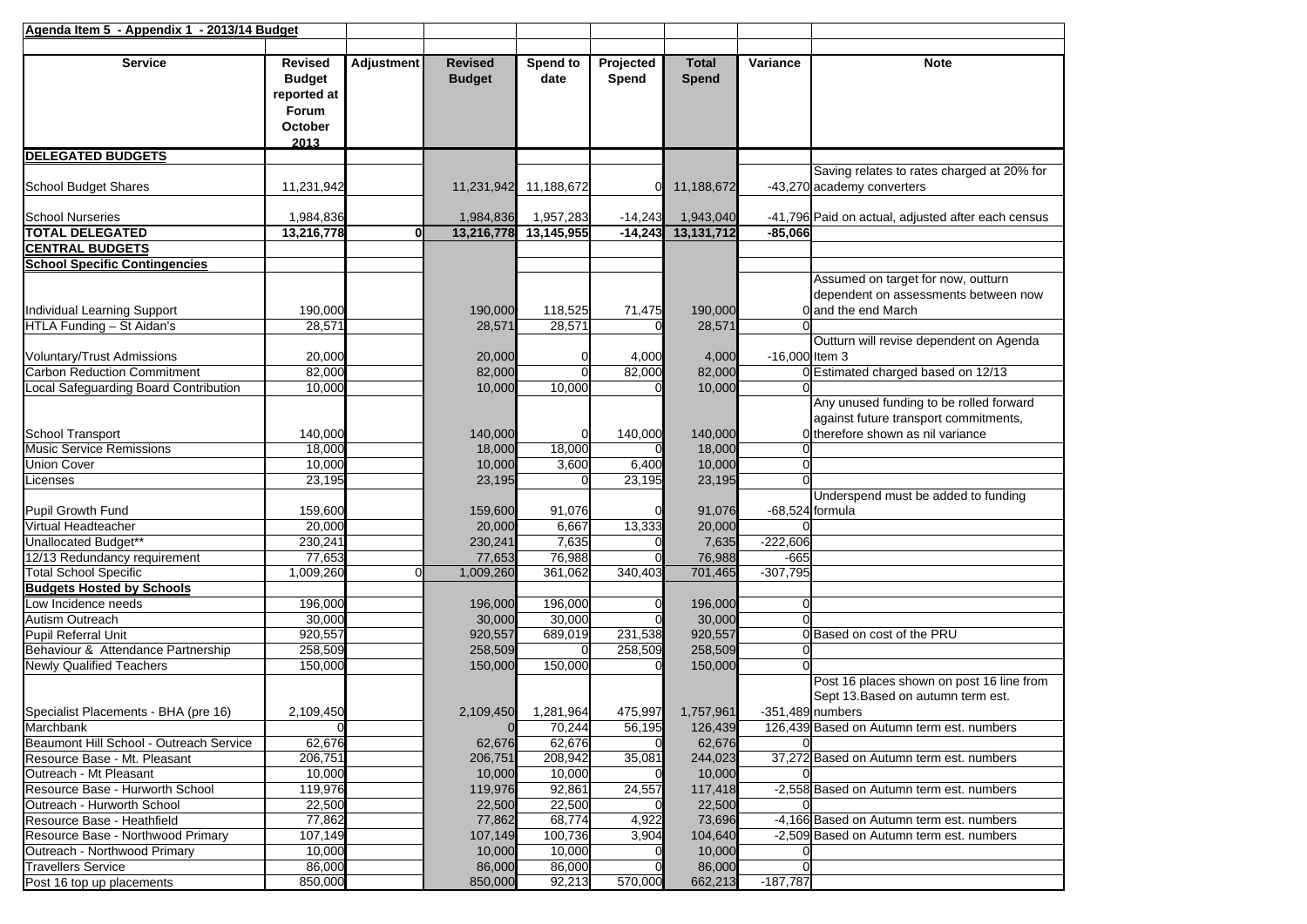**Agenda Item 5 - Appendix 1 - 2013/14 Budget**

| Service | Revised Budget reported at Forum October 2013 | Adjustment | Revised Budget | Spend to date | Projected Spend | Total Spend | Variance | Note |
|---|---|---|---|---|---|---|---|---|
| **DELEGATED BUDGETS** | | | | | | | | |
| School Budget Shares | 11,231,942 | | 11,231,942 | 11,188,672 | 0 | 11,188,672 | -43,270 | Saving relates to rates charged at 20% for academy converters |
| School Nurseries | 1,984,836 | | 1,984,836 | 1,957,283 | -14,243 | 1,943,040 | -41,796 | Paid on actual, adjusted after each census |
| **TOTAL DELEGATED** | **13,216,778** | **0** | **13,216,778** | **13,145,955** | **-14,243** | **13,131,712** | **-85,066** | |
| **CENTRAL BUDGETS** | | | | | | | | |
| **School Specific Contingencies** | | | | | | | | |
| Individual Learning Support | 190,000 | | 190,000 | 118,525 | 71,475 | 190,000 | 0 | Assumed on target for now, outturn dependent on assessments between now and the end March |
| HTLA Funding – St Aidan's | 28,571 | | 28,571 | 28,571 | 0 | 28,571 | 0 | |
| Voluntary/Trust Admissions | 20,000 | | 20,000 | 0 | 4,000 | 4,000 | -16,000 | Outturn will revise dependent on Agenda Item 3 |
| Carbon Reduction Commitment | 82,000 | | 82,000 | 0 | 82,000 | 82,000 | 0 | Estimated charged based on 12/13 |
| Local Safeguarding Board Contribution | 10,000 | | 10,000 | 10,000 | 0 | 10,000 | 0 | |
| School Transport | 140,000 | | 140,000 | 0 | 140,000 | 140,000 | 0 | Any unused funding to be rolled forward against future transport commitments, therefore shown as nil variance |
| Music Service Remissions | 18,000 | | 18,000 | 18,000 | 0 | 18,000 | 0 | |
| Union Cover | 10,000 | | 10,000 | 3,600 | 6,400 | 10,000 | 0 | |
| Licenses | 23,195 | | 23,195 | 0 | 23,195 | 23,195 | 0 | |
| Pupil Growth Fund | 159,600 | | 159,600 | 91,076 | 0 | 91,076 | -68,524 | Underspend must be added to funding formula |
| Virtual Headteacher | 20,000 | | 20,000 | 6,667 | 13,333 | 20,000 | 0 | |
| Unallocated Budget** | 230,241 | | 230,241 | 7,635 | 0 | 7,635 | -222,606 | |
| 12/13 Redundancy requirement | 77,653 | | 77,653 | 76,988 | 0 | 76,988 | -665 | |
| Total School Specific | 1,009,260 | 0 | 1,009,260 | 361,062 | 340,403 | 701,465 | -307,795 | |
| **Budgets Hosted by Schools** | | | | | | | | |
| Low Incidence needs | 196,000 | | 196,000 | 196,000 | 0 | 196,000 | 0 | |
| Autism Outreach | 30,000 | | 30,000 | 30,000 | 0 | 30,000 | 0 | |
| Pupil Referral Unit | 920,557 | | 920,557 | 689,019 | 231,538 | 920,557 | 0 | Based on cost of the PRU |
| Behaviour & Attendance Partnership | 258,509 | | 258,509 | 0 | 258,509 | 258,509 | 0 | |
| Newly Qualified Teachers | 150,000 | | 150,000 | 150,000 | 0 | 150,000 | 0 | |
| Specialist Placements - BHA (pre 16) | 2,109,450 | | 2,109,450 | 1,281,964 | 475,997 | 1,757,961 | -351,489 | Post 16 places shown on post 16 line from Sept 13.Based on autumn term est. numbers |
| Marchbank | 0 | | 0 | 70,244 | 56,195 | 126,439 | 126,439 | Based on Autumn term est. numbers |
| Beaumont Hill School - Outreach Service | 62,676 | | 62,676 | 62,676 | 0 | 62,676 | 0 | |
| Resource Base - Mt. Pleasant | 206,751 | | 206,751 | 208,942 | 35,081 | 244,023 | 37,272 | Based on Autumn term est. numbers |
| Outreach - Mt Pleasant | 10,000 | | 10,000 | 10,000 | 0 | 10,000 | 0 | |
| Resource Base - Hurworth School | 119,976 | | 119,976 | 92,861 | 24,557 | 117,418 | -2,558 | Based on Autumn term est. numbers |
| Outreach - Hurworth School | 22,500 | | 22,500 | 22,500 | 0 | 22,500 | 0 | |
| Resource Base - Heathfield | 77,862 | | 77,862 | 68,774 | 4,922 | 73,696 | -4,166 | Based on Autumn term est. numbers |
| Resource Base - Northwood Primary | 107,149 | | 107,149 | 100,736 | 3,904 | 104,640 | -2,509 | Based on Autumn term est. numbers |
| Outreach - Northwood Primary | 10,000 | | 10,000 | 10,000 | 0 | 10,000 | 0 | |
| Travellers Service | 86,000 | | 86,000 | 86,000 | 0 | 86,000 | 0 | |
| Post 16 top up placements | 850,000 | | 850,000 | 92,213 | 570,000 | 662,213 | -187,787 | |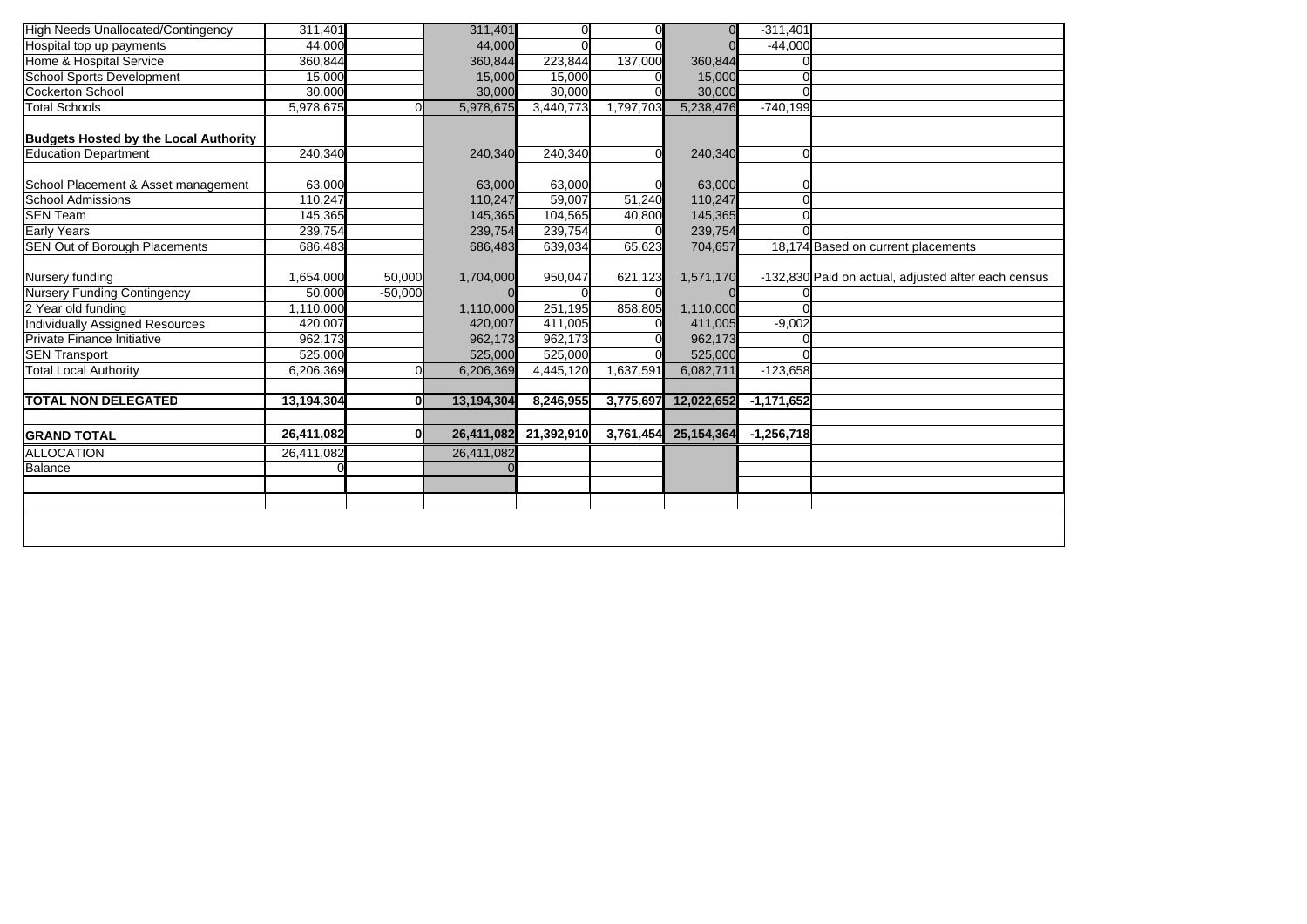| | | | | | | | | |
|---|---|---|---|---|---|---|---|---|
| High Needs Unallocated/Contingency | 311,401 | | 311,401 | 0 | 0 | 0 | -311,401 | |
| Hospital top up payments | 44,000 | | 44,000 | 0 | 0 | 0 | -44,000 | |
| Home & Hospital Service | 360,844 | | 360,844 | 223,844 | 137,000 | 360,844 | 0 | |
| School Sports Development | 15,000 | | 15,000 | 15,000 | 0 | 15,000 | 0 | |
| Cockerton School | 30,000 | | 30,000 | 30,000 | 0 | 30,000 | 0 | |
| Total Schools | 5,978,675 | 0 | 5,978,675 | 3,440,773 | 1,797,703 | 5,238,476 | -740,199 | |
| **Budgets Hosted by the Local Authority** | | | | | | | | |
| Education Department | 240,340 | | 240,340 | 240,340 | 0 | 240,340 | 0 | |
| School Placement & Asset management | 63,000 | | 63,000 | 63,000 | 0 | 63,000 | 0 | |
| School Admissions | 110,247 | | 110,247 | 59,007 | 51,240 | 110,247 | 0 | |
| SEN Team | 145,365 | | 145,365 | 104,565 | 40,800 | 145,365 | 0 | |
| Early Years | 239,754 | | 239,754 | 239,754 | 0 | 239,754 | 0 | |
| SEN Out of Borough Placements | 686,483 | | 686,483 | 639,034 | 65,623 | 704,657 | 18,174 | Based on current placements |
| Nursery funding | 1,654,000 | 50,000 | 1,704,000 | 950,047 | 621,123 | 1,571,170 | -132,830 | Paid on actual, adjusted after each census |
| Nursery Funding Contingency | 50,000 | -50,000 | 0 | 0 | 0 | 0 | 0 | |
| 2 Year old funding | 1,110,000 | | 1,110,000 | 251,195 | 858,805 | 1,110,000 | 0 | |
| Individually Assigned Resources | 420,007 | | 420,007 | 411,005 | 0 | 411,005 | -9,002 | |
| Private Finance Initiative | 962,173 | | 962,173 | 962,173 | 0 | 962,173 | 0 | |
| SEN Transport | 525,000 | | 525,000 | 525,000 | 0 | 525,000 | 0 | |
| Total Local Authority | 6,206,369 | 0 | 6,206,369 | 4,445,120 | 1,637,591 | 6,082,711 | -123,658 | |
| **TOTAL NON DELEGATED** | **13,194,304** | **0** | **13,194,304** | **8,246,955** | **3,775,697** | **12,022,652** | **-1,171,652** | |
| **GRAND TOTAL** | **26,411,082** | **0** | **26,411,082** | **21,392,910** | **3,761,454** | **25,154,364** | **-1,256,718** | |
| ALLOCATION | 26,411,082 | | 26,411,082 | | | | | |
| Balance | 0 | | 0 | | | | | |